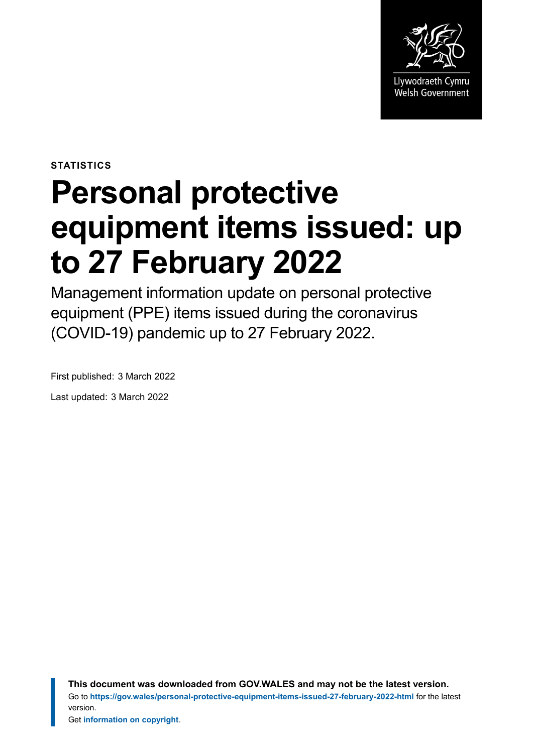Llywodraeth Cymru
Welsh Government

**STATISTICS**

# Personal protective equipment items issued: up to 27 February 2022

Management information update on personal protective equipment (PPE) items issued during the coronavirus (COVID-19) pandemic up to 27 February 2022.

First published: 3 March 2022

Last updated: 3 March 2022

**This document was downloaded from GOV.WALES and may not be the latest version.**
Go to **https://gov.wales/personal-protective-equipment-items-issued-27-february-2022-html** for the latest version.
Get **information on copyright**.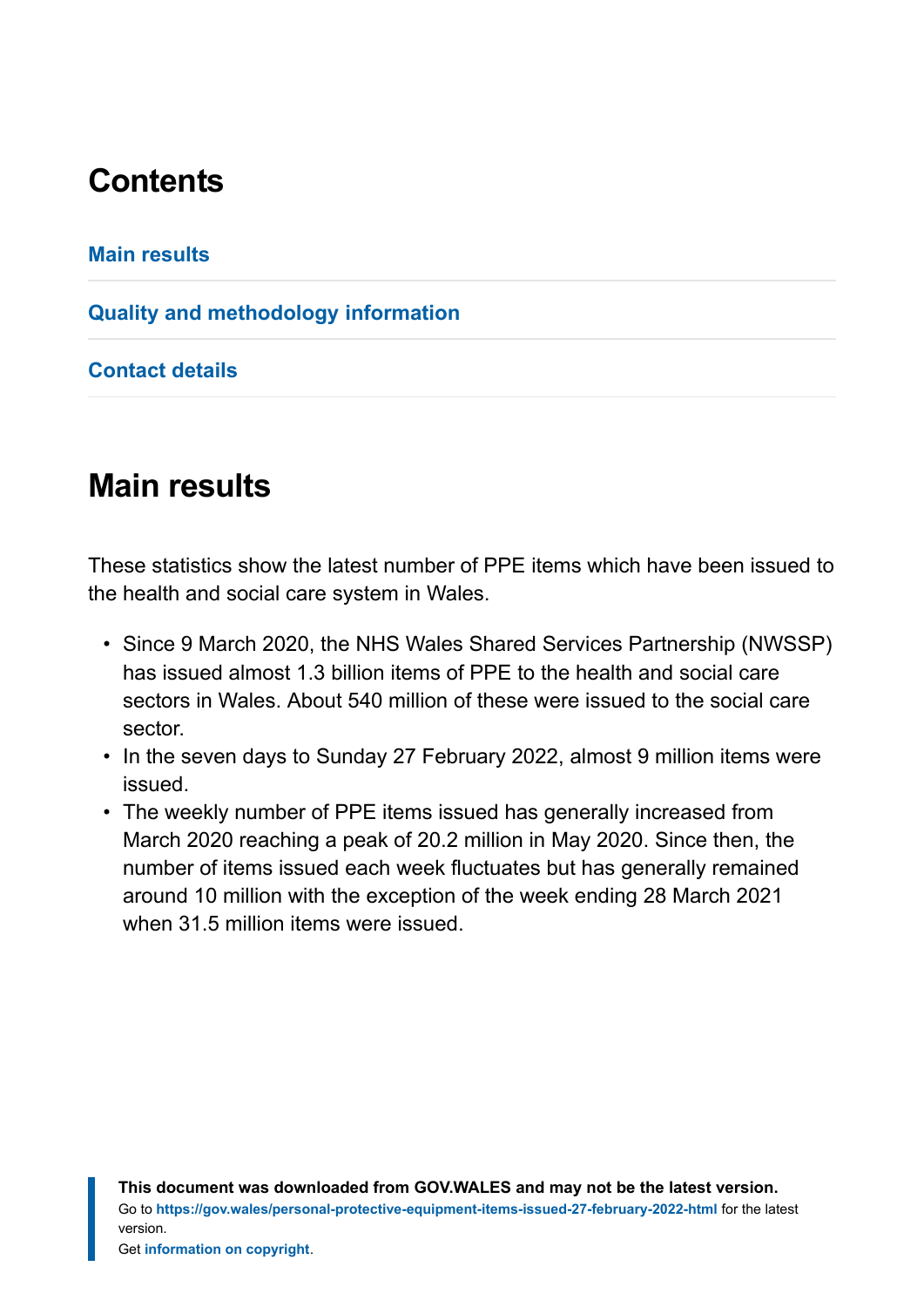## Contents

Main results

Quality and methodology information

Contact details

## Main results

These statistics show the latest number of PPE items which have been issued to the health and social care system in Wales.

- Since 9 March 2020, the NHS Wales Shared Services Partnership (NWSSP) has issued almost 1.3 billion items of PPE to the health and social care sectors in Wales. About 540 million of these were issued to the social care sector.
- In the seven days to Sunday 27 February 2022, almost 9 million items were issued.
- The weekly number of PPE items issued has generally increased from March 2020 reaching a peak of 20.2 million in May 2020. Since then, the number of items issued each week fluctuates but has generally remained around 10 million with the exception of the week ending 28 March 2021 when 31.5 million items were issued.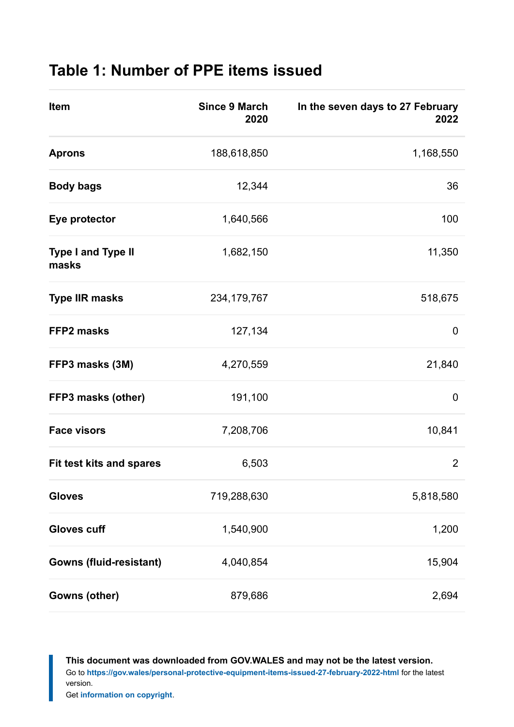## Table 1: Number of PPE items issued

| Item | Since 9 March 2020 | In the seven days to 27 February 2022 |
|---|---|---|
| **Aprons** | 188,618,850 | 1,168,550 |
| **Body bags** | 12,344 | 36 |
| **Eye protector** | 1,640,566 | 100 |
| **Type I and Type II masks** | 1,682,150 | 11,350 |
| **Type IIR masks** | 234,179,767 | 518,675 |
| **FFP2 masks** | 127,134 | 0 |
| **FFP3 masks (3M)** | 4,270,559 | 21,840 |
| **FFP3 masks (other)** | 191,100 | 0 |
| **Face visors** | 7,208,706 | 10,841 |
| **Fit test kits and spares** | 6,503 | 2 |
| **Gloves** | 719,288,630 | 5,818,580 |
| **Gloves cuff** | 1,540,900 | 1,200 |
| **Gowns (fluid-resistant)** | 4,040,854 | 15,904 |
| **Gowns (other)** | 879,686 | 2,694 |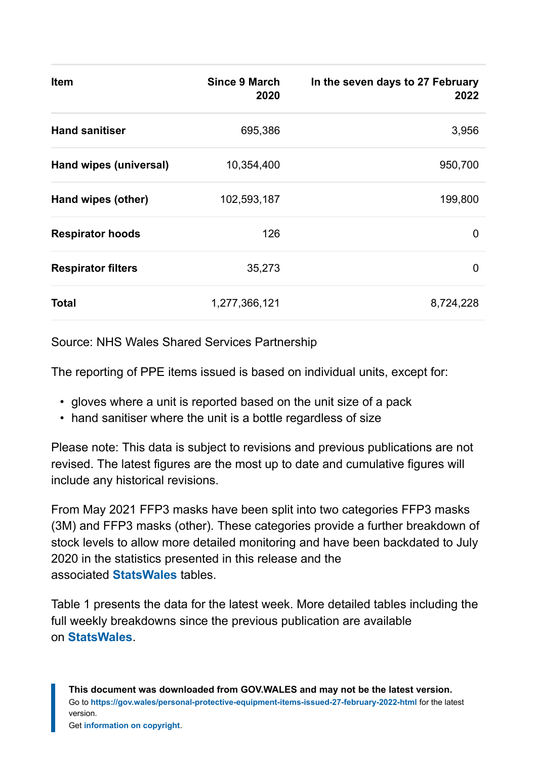| Item | Since 9 March 2020 | In the seven days to 27 February 2022 |
|---|---|---|
| **Hand sanitiser** | 695,386 | 3,956 |
| **Hand wipes (universal)** | 10,354,400 | 950,700 |
| **Hand wipes (other)** | 102,593,187 | 199,800 |
| **Respirator hoods** | 126 | 0 |
| **Respirator filters** | 35,273 | 0 |
| **Total** | 1,277,366,121 | 8,724,228 |

Source: NHS Wales Shared Services Partnership

The reporting of PPE items issued is based on individual units, except for:

- gloves where a unit is reported based on the unit size of a pack
- hand sanitiser where the unit is a bottle regardless of size

Please note: This data is subject to revisions and previous publications are not revised. The latest figures are the most up to date and cumulative figures will include any historical revisions.

From May 2021 FFP3 masks have been split into two categories FFP3 masks (3M) and FFP3 masks (other). These categories provide a further breakdown of stock levels to allow more detailed monitoring and have been backdated to July 2020 in the statistics presented in this release and the associated **StatsWales** tables.

Table 1 presents the data for the latest week. More detailed tables including the full weekly breakdowns since the previous publication are available on **StatsWales**.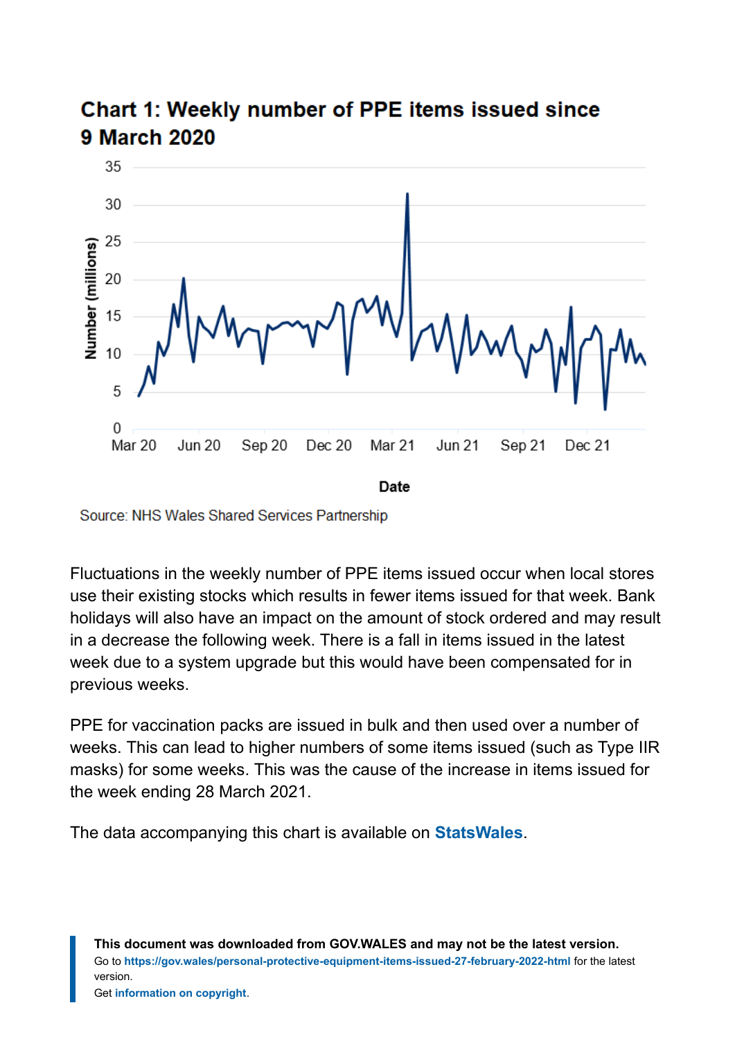## Chart 1: Weekly number of PPE items issued since 9 March 2020

Source: NHS Wales Shared Services Partnership

Fluctuations in the weekly number of PPE items issued occur when local stores use their existing stocks which results in fewer items issued for that week. Bank holidays will also have an impact on the amount of stock ordered and may result in a decrease the following week. There is a fall in items issued in the latest week due to a system upgrade but this would have been compensated for in previous weeks.

PPE for vaccination packs are issued in bulk and then used over a number of weeks. This can lead to higher numbers of some items issued (such as Type IIR masks) for some weeks. This was the cause of the increase in items issued for the week ending 28 March 2021.

The data accompanying this chart is available on **StatsWales**.

**This document was downloaded from GOV.WALES and may not be the latest version.**
Go to **https://gov.wales/personal-protective-equipment-items-issued-27-february-2022-html** for the latest version.
Get **information on copyright**.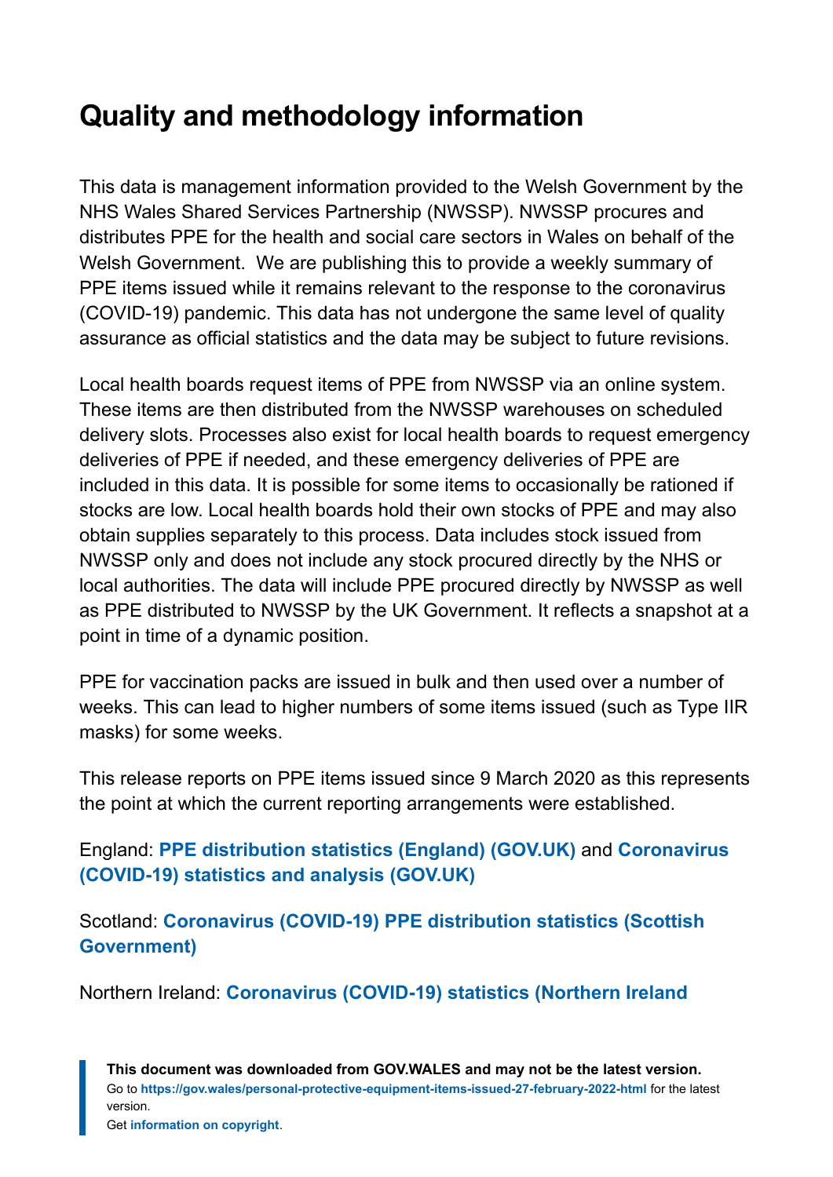## Quality and methodology information

This data is management information provided to the Welsh Government by the NHS Wales Shared Services Partnership (NWSSP). NWSSP procures and distributes PPE for the health and social care sectors in Wales on behalf of the Welsh Government. We are publishing this to provide a weekly summary of PPE items issued while it remains relevant to the response to the coronavirus (COVID-19) pandemic. This data has not undergone the same level of quality assurance as official statistics and the data may be subject to future revisions.

Local health boards request items of PPE from NWSSP via an online system. These items are then distributed from the NWSSP warehouses on scheduled delivery slots. Processes also exist for local health boards to request emergency deliveries of PPE if needed, and these emergency deliveries of PPE are included in this data. It is possible for some items to occasionally be rationed if stocks are low. Local health boards hold their own stocks of PPE and may also obtain supplies separately to this process. Data includes stock issued from NWSSP only and does not include any stock procured directly by the NHS or local authorities. The data will include PPE procured directly by NWSSP as well as PPE distributed to NWSSP by the UK Government. It reflects a snapshot at a point in time of a dynamic position.

PPE for vaccination packs are issued in bulk and then used over a number of weeks. This can lead to higher numbers of some items issued (such as Type IIR masks) for some weeks.

This release reports on PPE items issued since 9 March 2020 as this represents the point at which the current reporting arrangements were established.

England: **PPE distribution statistics (England) (GOV.UK)** and **Coronavirus (COVID-19) statistics and analysis (GOV.UK)**

Scotland: **Coronavirus (COVID-19) PPE distribution statistics (Scottish Government)**

Northern Ireland: **Coronavirus (COVID-19) statistics (Northern Ireland**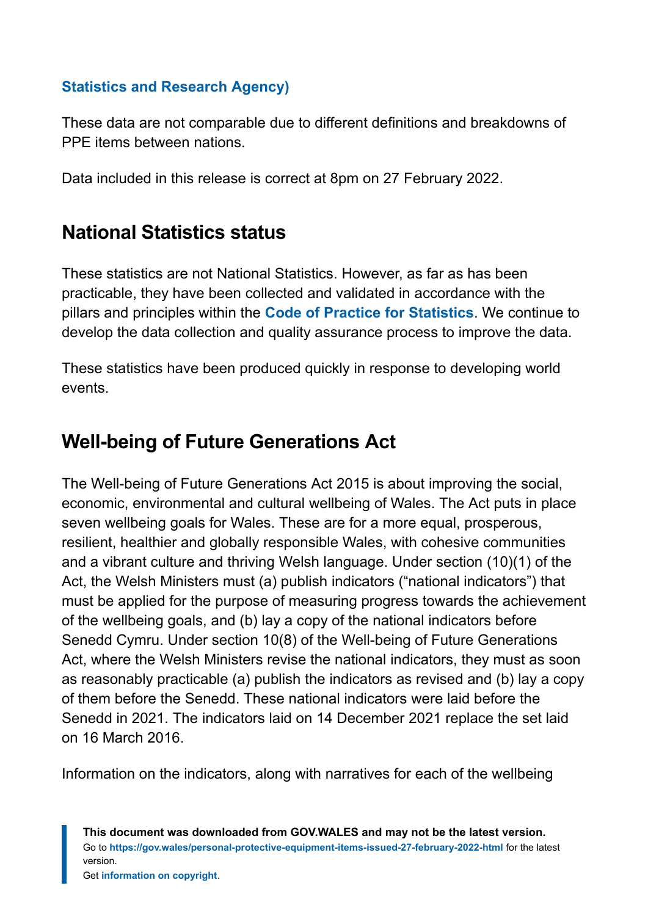**Statistics and Research Agency)**

These data are not comparable due to different definitions and breakdowns of PPE items between nations.

Data included in this release is correct at 8pm on 27 February 2022.

## National Statistics status

These statistics are not National Statistics. However, as far as has been practicable, they have been collected and validated in accordance with the pillars and principles within the **Code of Practice for Statistics**. We continue to develop the data collection and quality assurance process to improve the data.

These statistics have been produced quickly in response to developing world events.

## Well-being of Future Generations Act

The Well-being of Future Generations Act 2015 is about improving the social, economic, environmental and cultural wellbeing of Wales. The Act puts in place seven wellbeing goals for Wales. These are for a more equal, prosperous, resilient, healthier and globally responsible Wales, with cohesive communities and a vibrant culture and thriving Welsh language. Under section (10)(1) of the Act, the Welsh Ministers must (a) publish indicators ("national indicators") that must be applied for the purpose of measuring progress towards the achievement of the wellbeing goals, and (b) lay a copy of the national indicators before Senedd Cymru. Under section 10(8) of the Well-being of Future Generations Act, where the Welsh Ministers revise the national indicators, they must as soon as reasonably practicable (a) publish the indicators as revised and (b) lay a copy of them before the Senedd. These national indicators were laid before the Senedd in 2021. The indicators laid on 14 December 2021 replace the set laid on 16 March 2016.

Information on the indicators, along with narratives for each of the wellbeing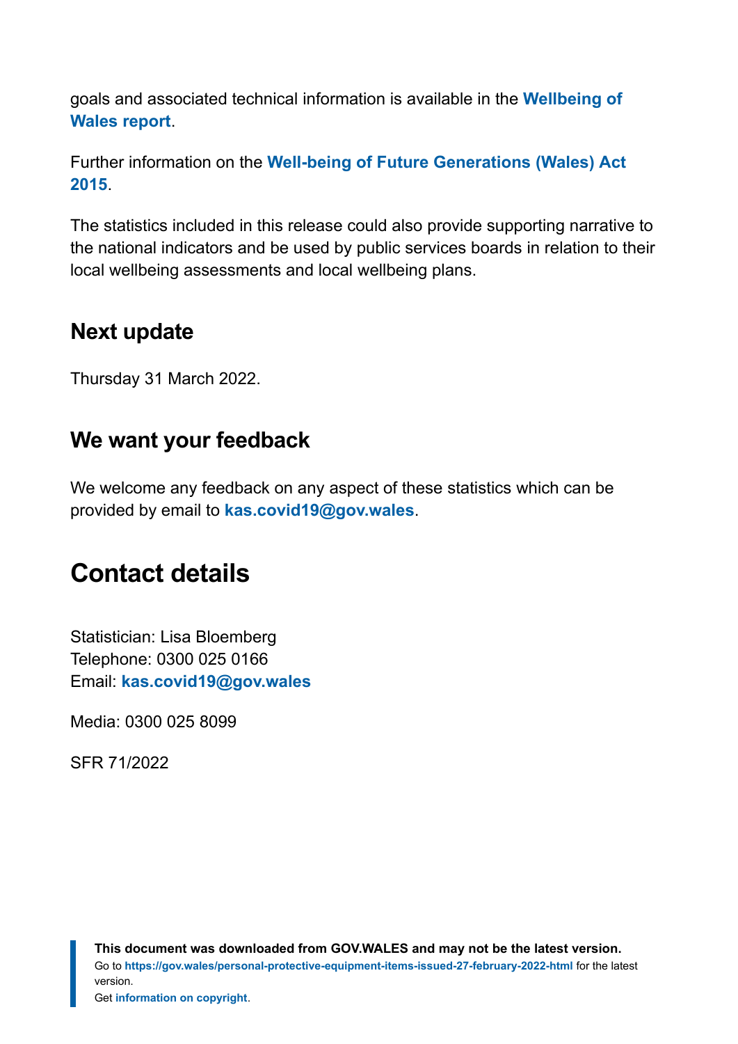goals and associated technical information is available in the **Wellbeing of Wales report**.

Further information on the **Well-being of Future Generations (Wales) Act 2015**.

The statistics included in this release could also provide supporting narrative to the national indicators and be used by public services boards in relation to their local wellbeing assessments and local wellbeing plans.

## Next update

Thursday 31 March 2022.

## We want your feedback

We welcome any feedback on any aspect of these statistics which can be provided by email to **kas.covid19@gov.wales**.

# Contact details

Statistician: Lisa Bloemberg
Telephone: 0300 025 0166
Email: **kas.covid19@gov.wales**

Media: 0300 025 8099

SFR 71/2022

**This document was downloaded from GOV.WALES and may not be the latest version.**
Go to **https://gov.wales/personal-protective-equipment-items-issued-27-february-2022-html** for the latest version.
Get **information on copyright**.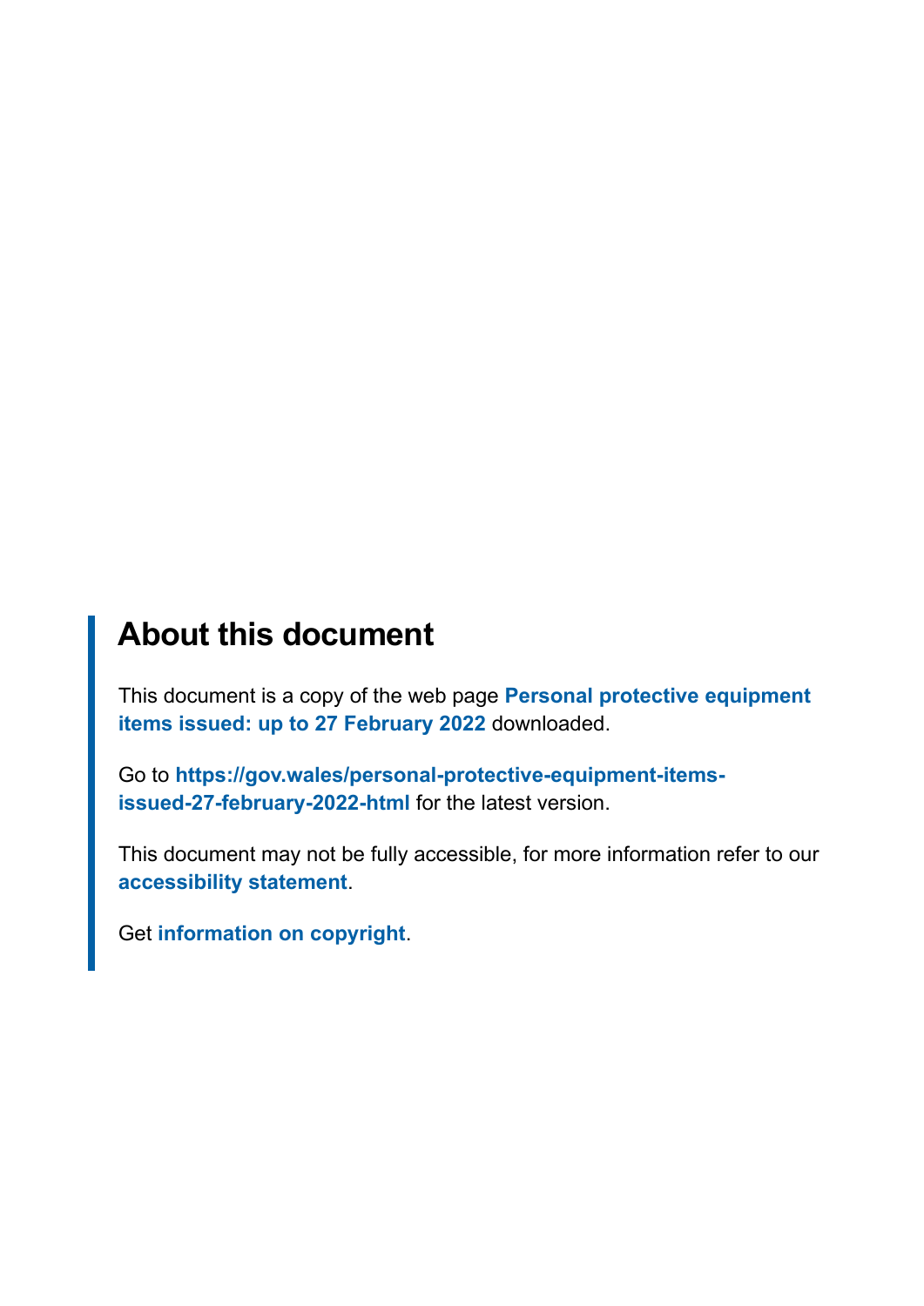## About this document

This document is a copy of the web page **Personal protective equipment items issued: up to 27 February 2022** downloaded.

Go to **https://gov.wales/personal-protective-equipment-items-issued-27-february-2022-html** for the latest version.

This document may not be fully accessible, for more information refer to our **accessibility statement**.

Get **information on copyright**.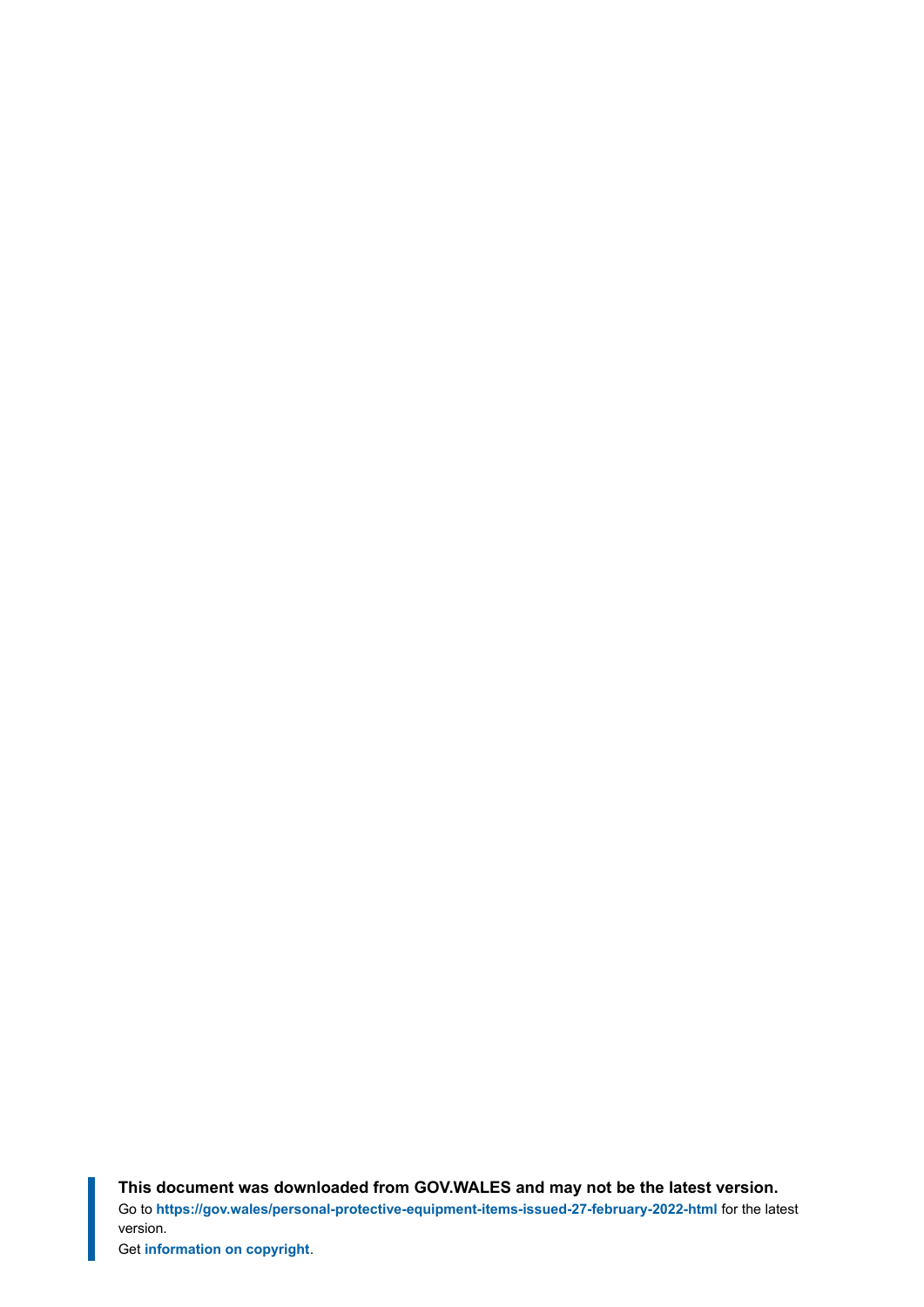**This document was downloaded from GOV.WALES and may not be the latest version.**

Go to **https://gov.wales/personal-protective-equipment-items-issued-27-february-2022-html** for the latest version.

Get **information on copyright**.